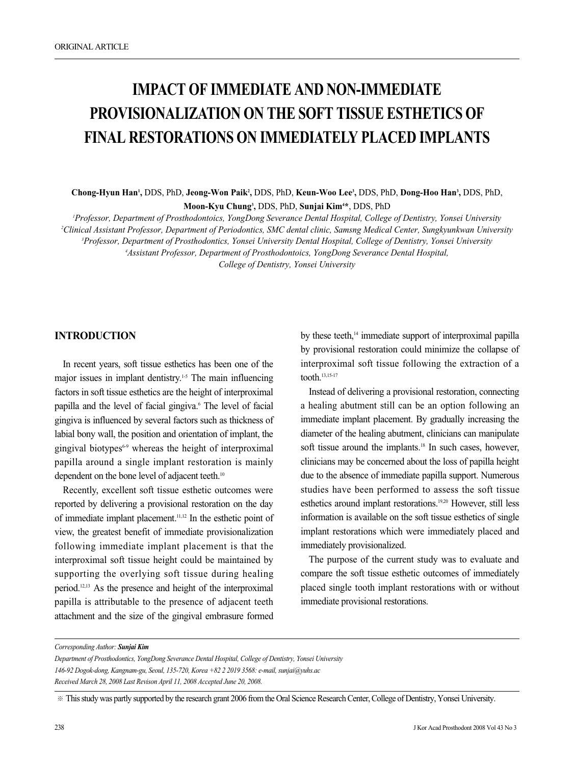ORIGINAL ARTICLE

# IMPACT OF IMMEDIATE AND NON-IMMEDIATE PROVISIONALIZATION ON THE SOFT TISSUE ESTHETICS OF FINAL RESTORATIONS ON IMMEDIATELY PLACED IMPLANTS

**Chong-Hyun Han**[1], DDS, PhD, **Jeong-Won Paik**[2], DDS, PhD, **Keun-Woo Lee**[3], DDS, PhD, **Dong-Hoo Han**[3], DDS, PhD, **Moon-Kyu Chung**[3], DDS, PhD, **Sunjai Kim**[4]*, DDS, PhD

[1]*Professor, Department of Prosthodontoics, YongDong Severance Dental Hospital, College of Dentistry, Yonsei University*
[2]*Clinical Assistant Professor, Department of Periodontics, SMC dental clinic, Samsng Medical Center, Sungkyunkwan University*
[3]*Professor, Department of Prosthodontics, Yonsei University Dental Hospital, College of Dentistry, Yonsei University*
[4]*Assistant Professor, Department of Prosthodontoics, YongDong Severance Dental Hospital, College of Dentistry, Yonsei University*

## INTRODUCTION

In recent years, soft tissue esthetics has been one of the major issues in implant dentistry.[1-5] The main influencing factors in soft tissue esthetics are the height of interproximal papilla and the level of facial gingiva.[6] The level of facial gingiva is influenced by several factors such as thickness of labial bony wall, the position and orientation of implant, the gingival biotypes[6-9] whereas the height of interproximal papilla around a single implant restoration is mainly dependent on the bone level of adjacent teeth.[10]

Recently, excellent soft tissue esthetic outcomes were reported by delivering a provisional restoration on the day of immediate implant placement.[11,12] In the esthetic point of view, the greatest benefit of immediate provisionalization following immediate implant placement is that the interproximal soft tissue height could be maintained by supporting the overlying soft tissue during healing period.[12,13] As the presence and height of the interproximal papilla is attributable to the presence of adjacent teeth attachment and the size of the gingival embrasure formed by these teeth,[14] immediate support of interproximal papilla by provisional restoration could minimize the collapse of interproximal soft tissue following the extraction of a tooth.[13,15-17]

Instead of delivering a provisional restoration, connecting a healing abutment still can be an option following an immediate implant placement. By gradually increasing the diameter of the healing abutment, clinicians can manipulate soft tissue around the implants.[18] In such cases, however, clinicians may be concerned about the loss of papilla height due to the absence of immediate papilla support. Numerous studies have been performed to assess the soft tissue esthetics around implant restorations.[19,20] However, still less information is available on the soft tissue esthetics of single implant restorations which were immediately placed and immediately provisionalized.

The purpose of the current study was to evaluate and compare the soft tissue esthetic outcomes of immediately placed single tooth implant restorations with or without immediate provisional restorations.

*Corresponding Author: **Sunjai Kim***
*Department of Prosthodontics, YongDong Severance Dental Hospital, College of Dentistry, Yonsei University*
*146-92 Dogok-dong, Kangnam-gu, Seoul, 135-720, Korea +82 2 2019 3568: e-mail, sunjai@yuhs.ac*
*Received March 28, 2008 Last Revison April 11, 2008 Accepted June 20, 2008.*

※ This study was partly supported by the research grant 2006 from the Oral Science Research Center, College of Dentistry, Yonsei University.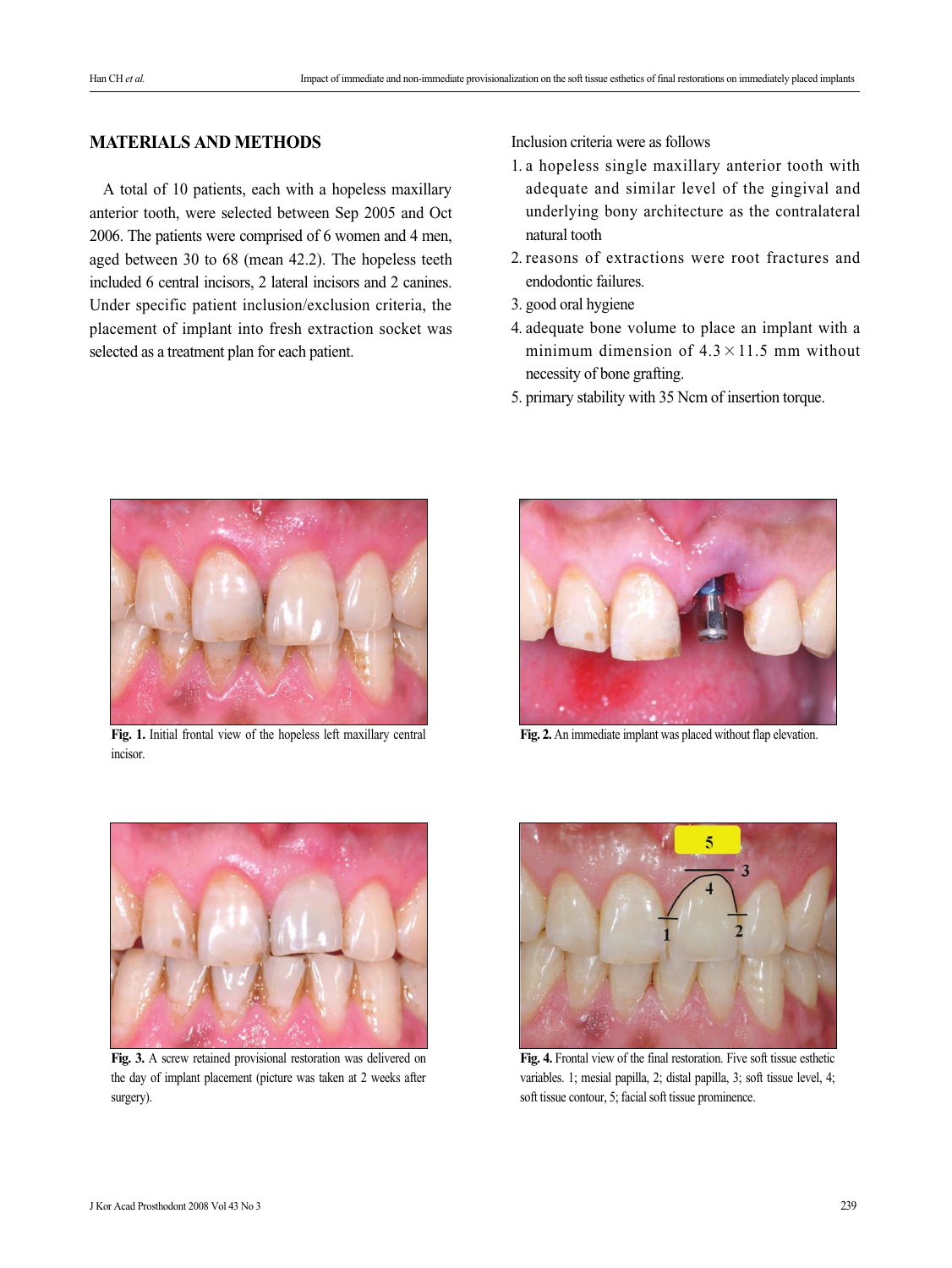## MATERIALS AND METHODS

A total of 10 patients, each with a hopeless maxillary anterior tooth, were selected between Sep 2005 and Oct 2006. The patients were comprised of 6 women and 4 men, aged between 30 to 68 (mean 42.2). The hopeless teeth included 6 central incisors, 2 lateral incisors and 2 canines. Under specific patient inclusion/exclusion criteria, the placement of implant into fresh extraction socket was selected as a treatment plan for each patient.

Inclusion criteria were as follows

1. a hopeless single maxillary anterior tooth with adequate and similar level of the gingival and underlying bony architecture as the contralateral natural tooth
2. reasons of extractions were root fractures and endodontic failures.
3. good oral hygiene
4. adequate bone volume to place an implant with a minimum dimension of $4.3 \times 11.5$ mm without necessity of bone grafting.
5. primary stability with 35 Ncm of insertion torque.

**Fig. 1.** Initial frontal view of the hopeless left maxillary central incisor.

**Fig. 2.** An immediate implant was placed without flap elevation.

**Fig. 3.** A screw retained provisional restoration was delivered on the day of implant placement (picture was taken at 2 weeks after surgery).

**Fig. 4.** Frontal view of the final restoration. Five soft tissue esthetic variables. 1; mesial papilla, 2; distal papilla, 3; soft tissue level, 4; soft tissue contour, 5; facial soft tissue prominence.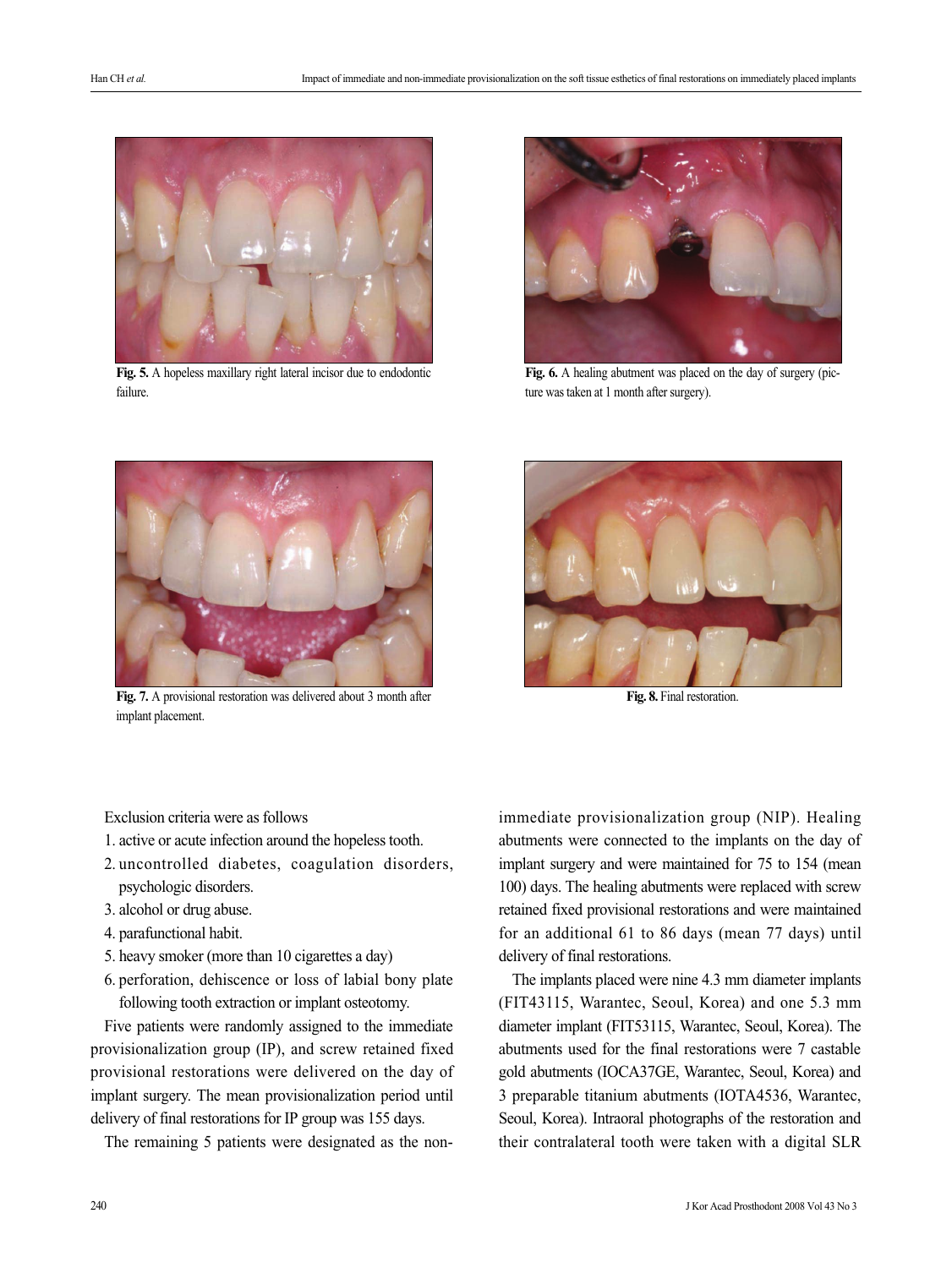Fig. 5. A hopeless maxillary right lateral incisor due to endodontic failure.

Fig. 6. A healing abutment was placed on the day of surgery (picture was taken at 1 month after surgery).

Fig. 7. A provisional restoration was delivered about 3 month after implant placement.

Fig. 8. Final restoration.

Exclusion criteria were as follows

1. active or acute infection around the hopeless tooth.
2. uncontrolled diabetes, coagulation disorders, psychologic disorders.
3. alcohol or drug abuse.
4. parafunctional habit.
5. heavy smoker (more than 10 cigarettes a day)
6. perforation, dehiscence or loss of labial bony plate following tooth extraction or implant osteotomy.

Five patients were randomly assigned to the immediate provisionalization group (IP), and screw retained fixed provisional restorations were delivered on the day of implant surgery. The mean provisionalization period until delivery of final restorations for IP group was 155 days.

The remaining 5 patients were designated as the non-immediate provisionalization group (NIP). Healing abutments were connected to the implants on the day of implant surgery and were maintained for 75 to 154 (mean 100) days. The healing abutments were replaced with screw retained fixed provisional restorations and were maintained for an additional 61 to 86 days (mean 77 days) until delivery of final restorations.

The implants placed were nine 4.3 mm diameter implants (FIT43115, Warantec, Seoul, Korea) and one 5.3 mm diameter implant (FIT53115, Warantec, Seoul, Korea). The abutments used for the final restorations were 7 castable gold abutments (IOCA37GE, Warantec, Seoul, Korea) and 3 preparable titanium abutments (IOTA4536, Warantec, Seoul, Korea). Intraoral photographs of the restoration and their contralateral tooth were taken with a digital SLR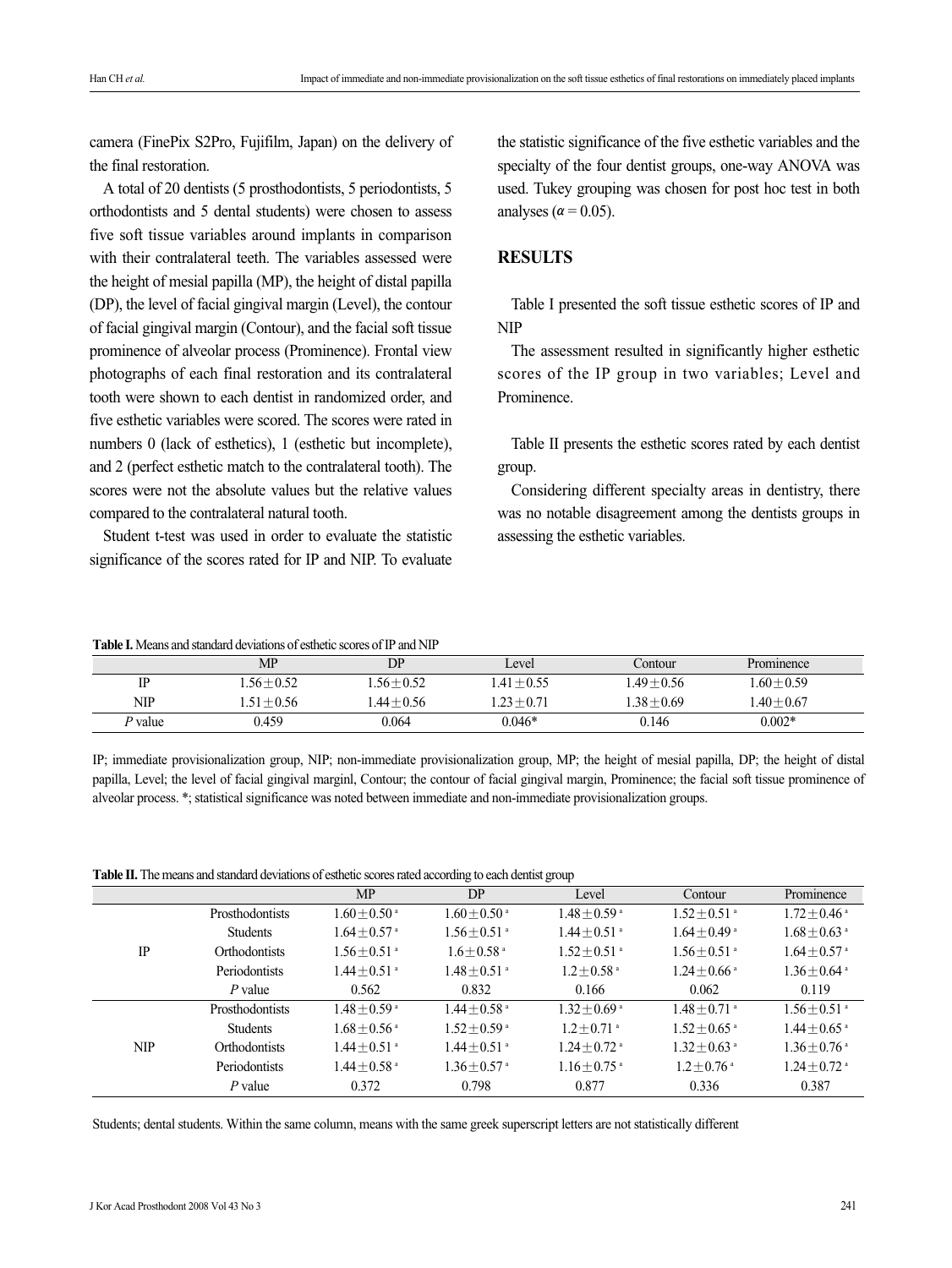camera (FinePix S2Pro, Fujifilm, Japan) on the delivery of the final restoration.

A total of 20 dentists (5 prosthodontists, 5 periodontists, 5 orthodontists and 5 dental students) were chosen to assess five soft tissue variables around implants in comparison with their contralateral teeth. The variables assessed were the height of mesial papilla (MP), the height of distal papilla (DP), the level of facial gingival margin (Level), the contour of facial gingival margin (Contour), and the facial soft tissue prominence of alveolar process (Prominence). Frontal view photographs of each final restoration and its contralateral tooth were shown to each dentist in randomized order, and five esthetic variables were scored. The scores were rated in numbers 0 (lack of esthetics), 1 (esthetic but incomplete), and 2 (perfect esthetic match to the contralateral tooth). The scores were not the absolute values but the relative values compared to the contralateral natural tooth.

Student t-test was used in order to evaluate the statistic significance of the scores rated for IP and NIP. To evaluate the statistic significance of the five esthetic variables and the specialty of the four dentist groups, one-way ANOVA was used. Tukey grouping was chosen for post hoc test in both analyses ($\alpha = 0.05$).

## RESULTS

Table I presented the soft tissue esthetic scores of IP and NIP

The assessment resulted in significantly higher esthetic scores of the IP group in two variables; Level and Prominence.

Table II presents the esthetic scores rated by each dentist group.

Considering different specialty areas in dentistry, there was no notable disagreement among the dentists groups in assessing the esthetic variables.

**Table I.** Means and standard deviations of esthetic scores of IP and NIP

| | MP | DP | Level | Contour | Prominence |
|---|---|---|---|---|---|
| IP | $1.56 \pm 0.52$ | $1.56 \pm 0.52$ | $1.41 \pm 0.55$ | $1.49 \pm 0.56$ | $1.60 \pm 0.59$ |
| NIP | $1.51 \pm 0.56$ | $1.44 \pm 0.56$ | $1.23 \pm 0.71$ | $1.38 \pm 0.69$ | $1.40 \pm 0.67$ |
| *P* value | 0.459 | 0.064 | 0.046* | 0.146 | 0.002* |

IP; immediate provisionalization group, NIP; non-immediate provisionalization group, MP; the height of mesial papilla, DP; the height of distal papilla, Level; the level of facial gingival marginl, Contour; the contour of facial gingival margin, Prominence; the facial soft tissue prominence of alveolar process. *; statistical significance was noted between immediate and non-immediate provisionalization groups.

**Table II.** The means and standard deviations of esthetic scores rated according to each dentist group

| | | MP | DP | Level | Contour | Prominence |
|---|---|---|---|---|---|---|
| IP | Prosthodontists | $1.60 \pm 0.50^{a}$ | $1.60 \pm 0.50^{a}$ | $1.48 \pm 0.59^{a}$ | $1.52 \pm 0.51^{a}$ | $1.72 \pm 0.46^{a}$ |
| | Students | $1.64 \pm 0.57^{a}$ | $1.56 \pm 0.51^{a}$ | $1.44 \pm 0.51^{a}$ | $1.64 \pm 0.49^{a}$ | $1.68 \pm 0.63^{a}$ |
| | Orthodontists | $1.56 \pm 0.51^{a}$ | $1.6 \pm 0.58^{a}$ | $1.52 \pm 0.51^{a}$ | $1.56 \pm 0.51^{a}$ | $1.64 \pm 0.57^{a}$ |
| | Periodontists | $1.44 \pm 0.51^{a}$ | $1.48 \pm 0.51^{a}$ | $1.2 \pm 0.58^{a}$ | $1.24 \pm 0.66^{a}$ | $1.36 \pm 0.64^{a}$ |
| | *P* value | 0.562 | 0.832 | 0.166 | 0.062 | 0.119 |
| NIP | Prosthodontists | $1.48 \pm 0.59^{a}$ | $1.44 \pm 0.58^{a}$ | $1.32 \pm 0.69^{a}$ | $1.48 \pm 0.71^{a}$ | $1.56 \pm 0.51^{a}$ |
| | Students | $1.68 \pm 0.56^{a}$ | $1.52 \pm 0.59^{a}$ | $1.2 \pm 0.71^{a}$ | $1.52 \pm 0.65^{a}$ | $1.44 \pm 0.65^{a}$ |
| | Orthodontists | $1.44 \pm 0.51^{a}$ | $1.44 \pm 0.51^{a}$ | $1.24 \pm 0.72^{a}$ | $1.32 \pm 0.63^{a}$ | $1.36 \pm 0.76^{a}$ |
| | Periodontists | $1.44 \pm 0.58^{a}$ | $1.36 \pm 0.57^{a}$ | $1.16 \pm 0.75^{a}$ | $1.2 \pm 0.76^{a}$ | $1.24 \pm 0.72^{a}$ |
| | *P* value | 0.372 | 0.798 | 0.877 | 0.336 | 0.387 |

Students; dental students. Within the same column, means with the same greek superscript letters are not statistically different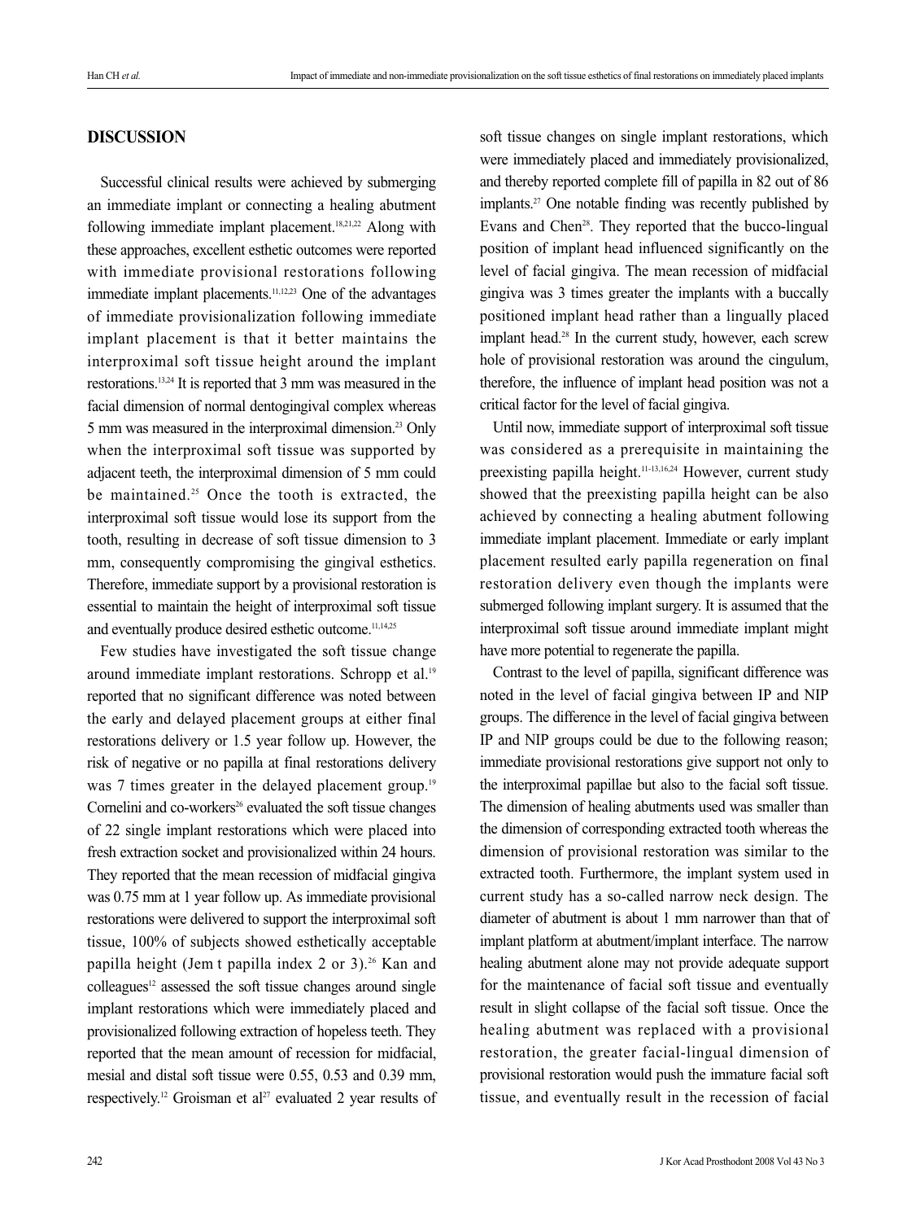## DISCUSSION

Successful clinical results were achieved by submerging an immediate implant or connecting a healing abutment following immediate implant placement.[18,21,22] Along with these approaches, excellent esthetic outcomes were reported with immediate provisional restorations following immediate implant placements.[11,12,23] One of the advantages of immediate provisionalization following immediate implant placement is that it better maintains the interproximal soft tissue height around the implant restorations.[13,24] It is reported that 3 mm was measured in the facial dimension of normal dentogingival complex whereas 5 mm was measured in the interproximal dimension.[23] Only when the interproximal soft tissue was supported by adjacent teeth, the interproximal dimension of 5 mm could be maintained.[25] Once the tooth is extracted, the interproximal soft tissue would lose its support from the tooth, resulting in decrease of soft tissue dimension to 3 mm, consequently compromising the gingival esthetics. Therefore, immediate support by a provisional restoration is essential to maintain the height of interproximal soft tissue and eventually produce desired esthetic outcome.[11,14,25]

Few studies have investigated the soft tissue change around immediate implant restorations. Schropp et al.[19] reported that no significant difference was noted between the early and delayed placement groups at either final restorations delivery or 1.5 year follow up. However, the risk of negative or no papilla at final restorations delivery was 7 times greater in the delayed placement group.[19] Cornelini and co-workers[26] evaluated the soft tissue changes of 22 single implant restorations which were placed into fresh extraction socket and provisionalized within 24 hours. They reported that the mean recession of midfacial gingiva was 0.75 mm at 1 year follow up. As immediate provisional restorations were delivered to support the interproximal soft tissue, 100% of subjects showed esthetically acceptable papilla height (Jem t papilla index 2 or 3).[26] Kan and colleagues[12] assessed the soft tissue changes around single implant restorations which were immediately placed and provisionalized following extraction of hopeless teeth. They reported that the mean amount of recession for midfacial, mesial and distal soft tissue were 0.55, 0.53 and 0.39 mm, respectively.[12] Groisman et al[27] evaluated 2 year results of soft tissue changes on single implant restorations, which were immediately placed and immediately provisionalized, and thereby reported complete fill of papilla in 82 out of 86 implants.[27] One notable finding was recently published by Evans and Chen[28]. They reported that the bucco-lingual position of implant head influenced significantly on the level of facial gingiva. The mean recession of midfacial gingiva was 3 times greater the implants with a buccally positioned implant head rather than a lingually placed implant head.[28] In the current study, however, each screw hole of provisional restoration was around the cingulum, therefore, the influence of implant head position was not a critical factor for the level of facial gingiva.

Until now, immediate support of interproximal soft tissue was considered as a prerequisite in maintaining the preexisting papilla height.[11-13,16,24] However, current study showed that the preexisting papilla height can be also achieved by connecting a healing abutment following immediate implant placement. Immediate or early implant placement resulted early papilla regeneration on final restoration delivery even though the implants were submerged following implant surgery. It is assumed that the interproximal soft tissue around immediate implant might have more potential to regenerate the papilla.

Contrast to the level of papilla, significant difference was noted in the level of facial gingiva between IP and NIP groups. The difference in the level of facial gingiva between IP and NIP groups could be due to the following reason; immediate provisional restorations give support not only to the interproximal papillae but also to the facial soft tissue. The dimension of healing abutments used was smaller than the dimension of corresponding extracted tooth whereas the dimension of provisional restoration was similar to the extracted tooth. Furthermore, the implant system used in current study has a so-called narrow neck design. The diameter of abutment is about 1 mm narrower than that of implant platform at abutment/implant interface. The narrow healing abutment alone may not provide adequate support for the maintenance of facial soft tissue and eventually result in slight collapse of the facial soft tissue. Once the healing abutment was replaced with a provisional restoration, the greater facial-lingual dimension of provisional restoration would push the immature facial soft tissue, and eventually result in the recession of facial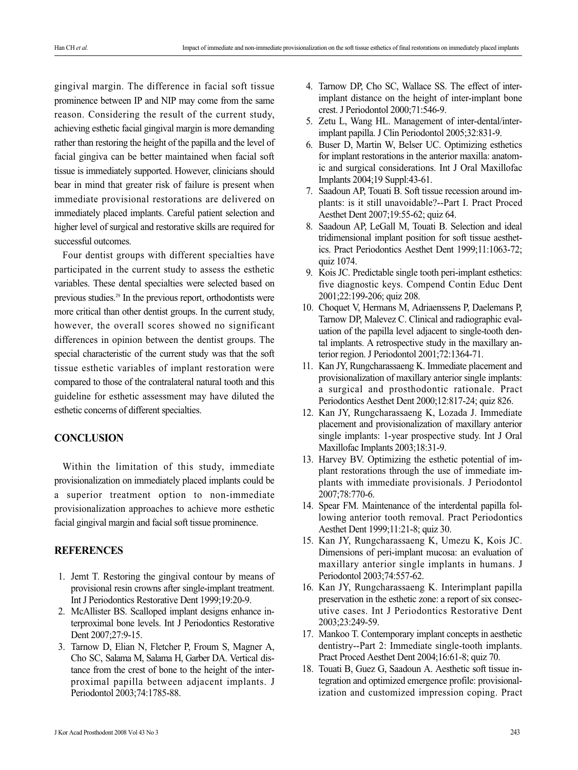gingival margin. The difference in facial soft tissue prominence between IP and NIP may come from the same reason. Considering the result of the current study, achieving esthetic facial gingival margin is more demanding rather than restoring the height of the papilla and the level of facial gingiva can be better maintained when facial soft tissue is immediately supported. However, clinicians should bear in mind that greater risk of failure is present when immediate provisional restorations are delivered on immediately placed implants. Careful patient selection and higher level of surgical and restorative skills are required for successful outcomes.

Four dentist groups with different specialties have participated in the current study to assess the esthetic variables. These dental specialties were selected based on previous studies.[29] In the previous report, orthodontists were more critical than other dentist groups. In the current study, however, the overall scores showed no significant differences in opinion between the dentist groups. The special characteristic of the current study was that the soft tissue esthetic variables of implant restoration were compared to those of the contralateral natural tooth and this guideline for esthetic assessment may have diluted the esthetic concerns of different specialties.

## CONCLUSION

Within the limitation of this study, immediate provisionalization on immediately placed implants could be a superior treatment option to non-immediate provisionalization approaches to achieve more esthetic facial gingival margin and facial soft tissue prominence.

## REFERENCES

1. Jemt T. Restoring the gingival contour by means of provisional resin crowns after single-implant treatment. Int J Periodontics Restorative Dent 1999;19:20-9.
2. McAllister BS. Scalloped implant designs enhance interproximal bone levels. Int J Periodontics Restorative Dent 2007;27:9-15.
3. Tarnow D, Elian N, Fletcher P, Froum S, Magner A, Cho SC, Salama M, Salama H, Garber DA. Vertical distance from the crest of bone to the height of the interproximal papilla between adjacent implants. J Periodontol 2003;74:1785-88.
4. Tarnow DP, Cho SC, Wallace SS. The effect of inter-implant distance on the height of inter-implant bone crest. J Periodontol 2000;71:546-9.
5. Zetu L, Wang HL. Management of inter-dental/inter-implant papilla. J Clin Periodontol 2005;32:831-9.
6. Buser D, Martin W, Belser UC. Optimizing esthetics for implant restorations in the anterior maxilla: anatomic and surgical considerations. Int J Oral Maxillofac Implants 2004;19 Suppl:43-61.
7. Saadoun AP, Touati B. Soft tissue recession around implants: is it still unavoidable?--Part I. Pract Proced Aesthet Dent 2007;19:55-62; quiz 64.
8. Saadoun AP, LeGall M, Touati B. Selection and ideal tridimensional implant position for soft tissue aesthetics. Pract Periodontics Aesthet Dent 1999;11:1063-72; quiz 1074.
9. Kois JC. Predictable single tooth peri-implant esthetics: five diagnostic keys. Compend Contin Educ Dent 2001;22:199-206; quiz 208.
10. Choquet V, Hermans M, Adriaenssens P, Daelemans P, Tarnow DP, Malevez C. Clinical and radiographic evaluation of the papilla level adjacent to single-tooth dental implants. A retrospective study in the maxillary anterior region. J Periodontol 2001;72:1364-71.
11. Kan JY, Rungcharassaeng K. Immediate placement and provisionalization of maxillary anterior single implants: a surgical and prosthodontic rationale. Pract Periodontics Aesthet Dent 2000;12:817-24; quiz 826.
12. Kan JY, Rungcharassaeng K, Lozada J. Immediate placement and provisionalization of maxillary anterior single implants: 1-year prospective study. Int J Oral Maxillofac Implants 2003;18:31-9.
13. Harvey BV. Optimizing the esthetic potential of implant restorations through the use of immediate implants with immediate provisionals. J Periodontol 2007;78:770-6.
14. Spear FM. Maintenance of the interdental papilla following anterior tooth removal. Pract Periodontics Aesthet Dent 1999;11:21-8; quiz 30.
15. Kan JY, Rungcharassaeng K, Umezu K, Kois JC. Dimensions of peri-implant mucosa: an evaluation of maxillary anterior single implants in humans. J Periodontol 2003;74:557-62.
16. Kan JY, Rungcharassaeng K. Interimplant papilla preservation in the esthetic zone: a report of six consecutive cases. Int J Periodontics Restorative Dent 2003;23:249-59.
17. Mankoo T. Contemporary implant concepts in aesthetic dentistry--Part 2: Immediate single-tooth implants. Pract Proced Aesthet Dent 2004;16:61-8; quiz 70.
18. Touati B, Guez G, Saadoun A. Aesthetic soft tissue integration and optimized emergence profile: provisionalization and customized impression coping. Pract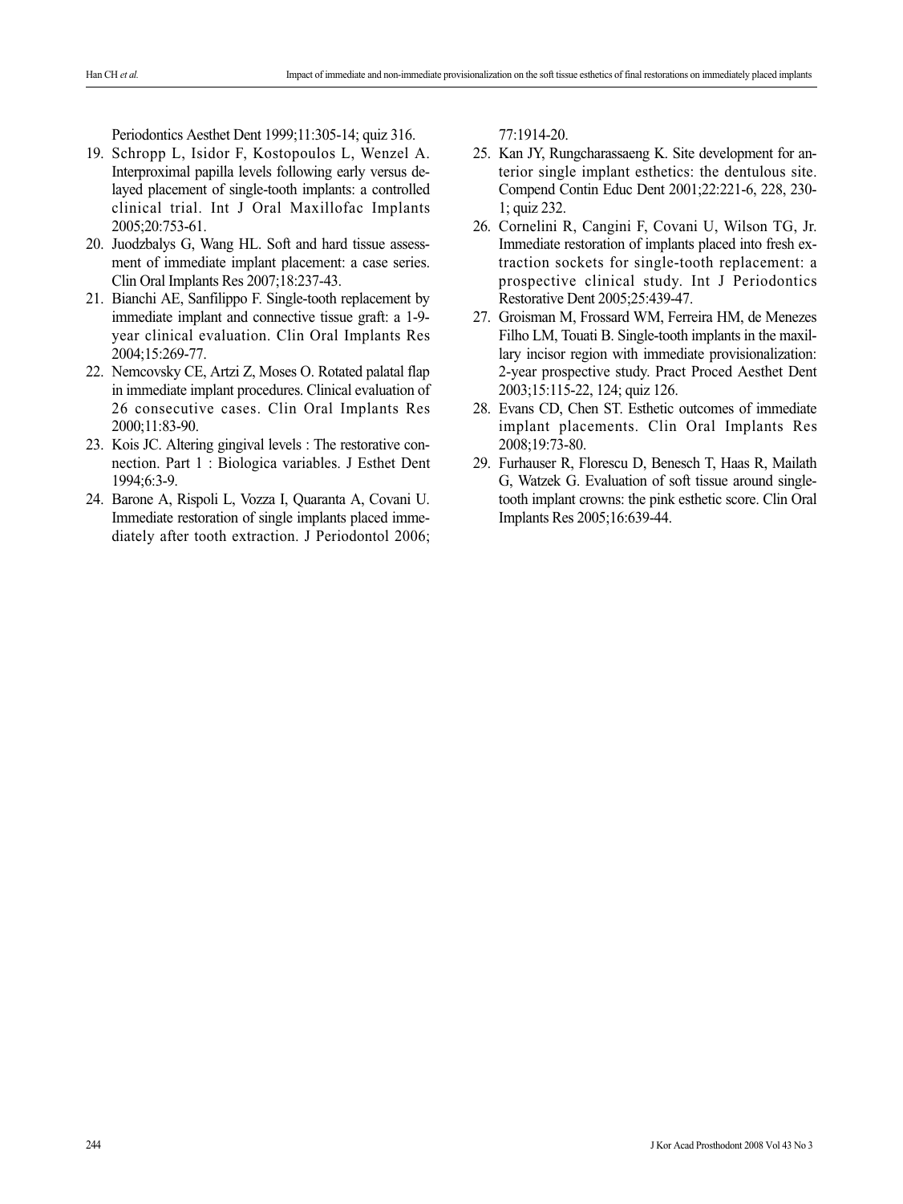Periodontics Aesthet Dent 1999;11:305-14; quiz 316.

19. Schropp L, Isidor F, Kostopoulos L, Wenzel A. Interproximal papilla levels following early versus delayed placement of single-tooth implants: a controlled clinical trial. Int J Oral Maxillofac Implants 2005;20:753-61.
20. Juodzbalys G, Wang HL. Soft and hard tissue assessment of immediate implant placement: a case series. Clin Oral Implants Res 2007;18:237-43.
21. Bianchi AE, Sanfilippo F. Single-tooth replacement by immediate implant and connective tissue graft: a 1-9-year clinical evaluation. Clin Oral Implants Res 2004;15:269-77.
22. Nemcovsky CE, Artzi Z, Moses O. Rotated palatal flap in immediate implant procedures. Clinical evaluation of 26 consecutive cases. Clin Oral Implants Res 2000;11:83-90.
23. Kois JC. Altering gingival levels : The restorative connection. Part 1 : Biologica variables. J Esthet Dent 1994;6:3-9.
24. Barone A, Rispoli L, Vozza I, Quaranta A, Covani U. Immediate restoration of single implants placed immediately after tooth extraction. J Periodontol 2006; 77:1914-20.
25. Kan JY, Rungcharassaeng K. Site development for anterior single implant esthetics: the dentulous site. Compend Contin Educ Dent 2001;22:221-6, 228, 230-1; quiz 232.
26. Cornelini R, Cangini F, Covani U, Wilson TG, Jr. Immediate restoration of implants placed into fresh extraction sockets for single-tooth replacement: a prospective clinical study. Int J Periodontics Restorative Dent 2005;25:439-47.
27. Groisman M, Frossard WM, Ferreira HM, de Menezes Filho LM, Touati B. Single-tooth implants in the maxillary incisor region with immediate provisionalization: 2-year prospective study. Pract Proced Aesthet Dent 2003;15:115-22, 124; quiz 126.
28. Evans CD, Chen ST. Esthetic outcomes of immediate implant placements. Clin Oral Implants Res 2008;19:73-80.
29. Furhauser R, Florescu D, Benesch T, Haas R, Mailath G, Watzek G. Evaluation of soft tissue around single-tooth implant crowns: the pink esthetic score. Clin Oral Implants Res 2005;16:639-44.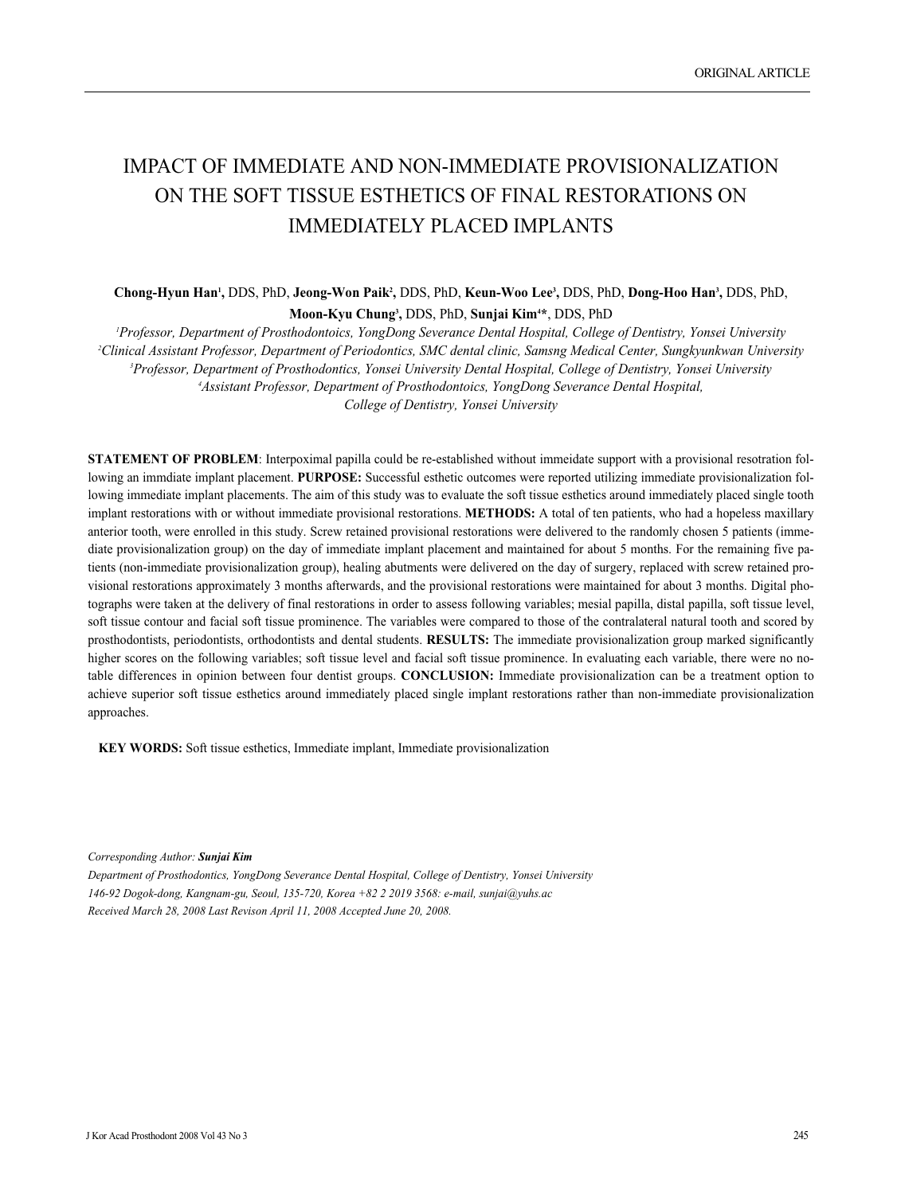ORIGINAL ARTICLE

# IMPACT OF IMMEDIATE AND NON-IMMEDIATE PROVISIONALIZATION ON THE SOFT TISSUE ESTHETICS OF FINAL RESTORATIONS ON IMMEDIATELY PLACED IMPLANTS

**Chong-Hyun Han[1],** DDS, PhD, **Jeong-Won Paik[2],** DDS, PhD, **Keun-Woo Lee[3],** DDS, PhD, **Dong-Hoo Han[3],** DDS, PhD, **Moon-Kyu Chung[3],** DDS, PhD, **Sunjai Kim[4]\***, DDS, PhD

*[1]Professor, Department of Prosthodontoics, YongDong Severance Dental Hospital, College of Dentistry, Yonsei University*
*[2]Clinical Assistant Professor, Department of Periodontics, SMC dental clinic, Samsng Medical Center, Sungkyunkwan University*
*[3]Professor, Department of Prosthodontics, Yonsei University Dental Hospital, College of Dentistry, Yonsei University*
*[4]Assistant Professor, Department of Prosthodontoics, YongDong Severance Dental Hospital, College of Dentistry, Yonsei University*

**STATEMENT OF PROBLEM**: Interpoximal papilla could be re-established without immeidate support with a provisional resotration following an immdiate implant placement. **PURPOSE:** Successful esthetic outcomes were reported utilizing immediate provisionalization following immediate implant placements. The aim of this study was to evaluate the soft tissue esthetics around immediately placed single tooth implant restorations with or without immediate provisional restorations. **METHODS:** A total of ten patients, who had a hopeless maxillary anterior tooth, were enrolled in this study. Screw retained provisional restorations were delivered to the randomly chosen 5 patients (immediate provisionalization group) on the day of immediate implant placement and maintained for about 5 months. For the remaining five patients (non-immediate provisionalization group), healing abutments were delivered on the day of surgery, replaced with screw retained provisional restorations approximately 3 months afterwards, and the provisional restorations were maintained for about 3 months. Digital photographs were taken at the delivery of final restorations in order to assess following variables; mesial papilla, distal papilla, soft tissue level, soft tissue contour and facial soft tissue prominence. The variables were compared to those of the contralateral natural tooth and scored by prosthodontists, periodontists, orthodontists and dental students. **RESULTS:** The immediate provisionalization group marked significantly higher scores on the following variables; soft tissue level and facial soft tissue prominence. In evaluating each variable, there were no notable differences in opinion between four dentist groups. **CONCLUSION:** Immediate provisionalization can be a treatment option to achieve superior soft tissue esthetics around immediately placed single implant restorations rather than non-immediate provisionalization approaches.

**KEY WORDS:** Soft tissue esthetics, Immediate implant, Immediate provisionalization

*Corresponding Author: **Sunjai Kim***
*Department of Prosthodontics, YongDong Severance Dental Hospital, College of Dentistry, Yonsei University*
*146-92 Dogok-dong, Kangnam-gu, Seoul, 135-720, Korea +82 2 2019 3568: e-mail, sunjai@yuhs.ac*
*Received March 28, 2008 Last Revison April 11, 2008 Accepted June 20, 2008.*